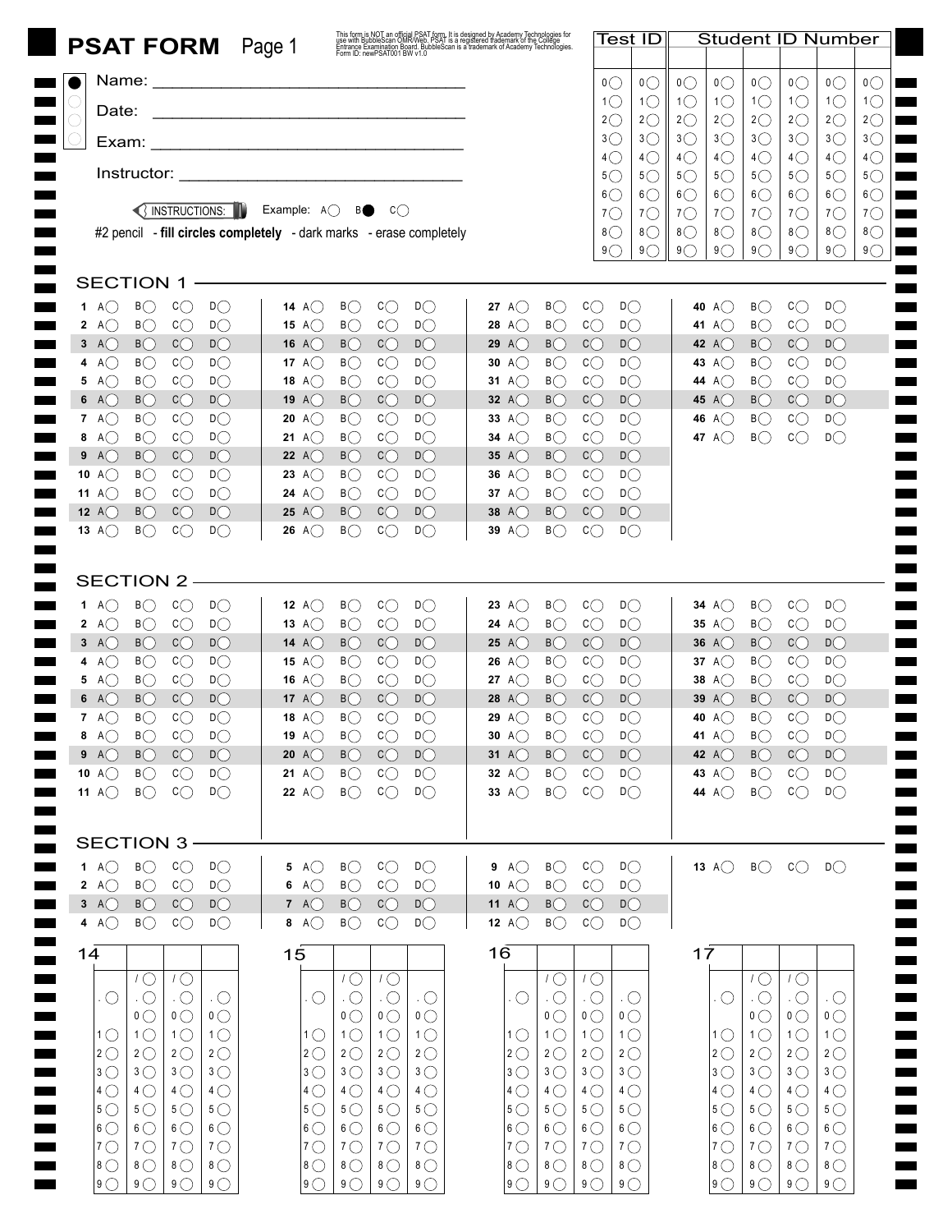# PSAT FORM Page 1

This form is NOT an official PSAT form. It is designed by Academy Technologies for use with BubbleScan OMR/Web. PSAT is a registered trademark of the College Entrance Examination Board. BubbleScan is a trademark of Academy Technologies. Form ID: newPSAT001 BW v1.0

Name: ______________________________

Date: ______________________________

Exam: ______________________________

Instructor: ______________________________

INSTRUCTIONS: Example: A◯ B● C◯

#2 pencil - **fill circles completely** - dark marks - erase completely

| Test ID | | Student ID Number | | | | | |
|---|---|---|---|---|---|---|---|
| 0◯ | 0◯ | 0◯ | 0◯ | 0◯ | 0◯ | 0◯ | 0◯ |
| 1◯ | 1◯ | 1◯ | 1◯ | 1◯ | 1◯ | 1◯ | 1◯ |
| 2◯ | 2◯ | 2◯ | 2◯ | 2◯ | 2◯ | 2◯ | 2◯ |
| 3◯ | 3◯ | 3◯ | 3◯ | 3◯ | 3◯ | 3◯ | 3◯ |
| 4◯ | 4◯ | 4◯ | 4◯ | 4◯ | 4◯ | 4◯ | 4◯ |
| 5◯ | 5◯ | 5◯ | 5◯ | 5◯ | 5◯ | 5◯ | 5◯ |
| 6◯ | 6◯ | 6◯ | 6◯ | 6◯ | 6◯ | 6◯ | 6◯ |
| 7◯ | 7◯ | 7◯ | 7◯ | 7◯ | 7◯ | 7◯ | 7◯ |
| 8◯ | 8◯ | 8◯ | 8◯ | 8◯ | 8◯ | 8◯ | 8◯ |
| 9◯ | 9◯ | 9◯ | 9◯ | 9◯ | 9◯ | 9◯ | 9◯ |

## SECTION 1

Questions 1–47: A◯ B◯ C◯ D◯

## SECTION 2

Questions 1–44: A◯ B◯ C◯ D◯

## SECTION 3

Questions 1–13: A◯ B◯ C◯ D◯

Grid-in questions 14, 15, 16, 17:

| | | | |
|---|---|---|---|
| | /◯ | /◯ | |
| .◯ | .◯ | .◯ | .◯ |
| | 0◯ | 0◯ | 0◯ |
| 1◯ | 1◯ | 1◯ | 1◯ |
| 2◯ | 2◯ | 2◯ | 2◯ |
| 3◯ | 3◯ | 3◯ | 3◯ |
| 4◯ | 4◯ | 4◯ | 4◯ |
| 5◯ | 5◯ | 5◯ | 5◯ |
| 6◯ | 6◯ | 6◯ | 6◯ |
| 7◯ | 7◯ | 7◯ | 7◯ |
| 8◯ | 8◯ | 8◯ | 8◯ |
| 9◯ | 9◯ | 9◯ | 9◯ |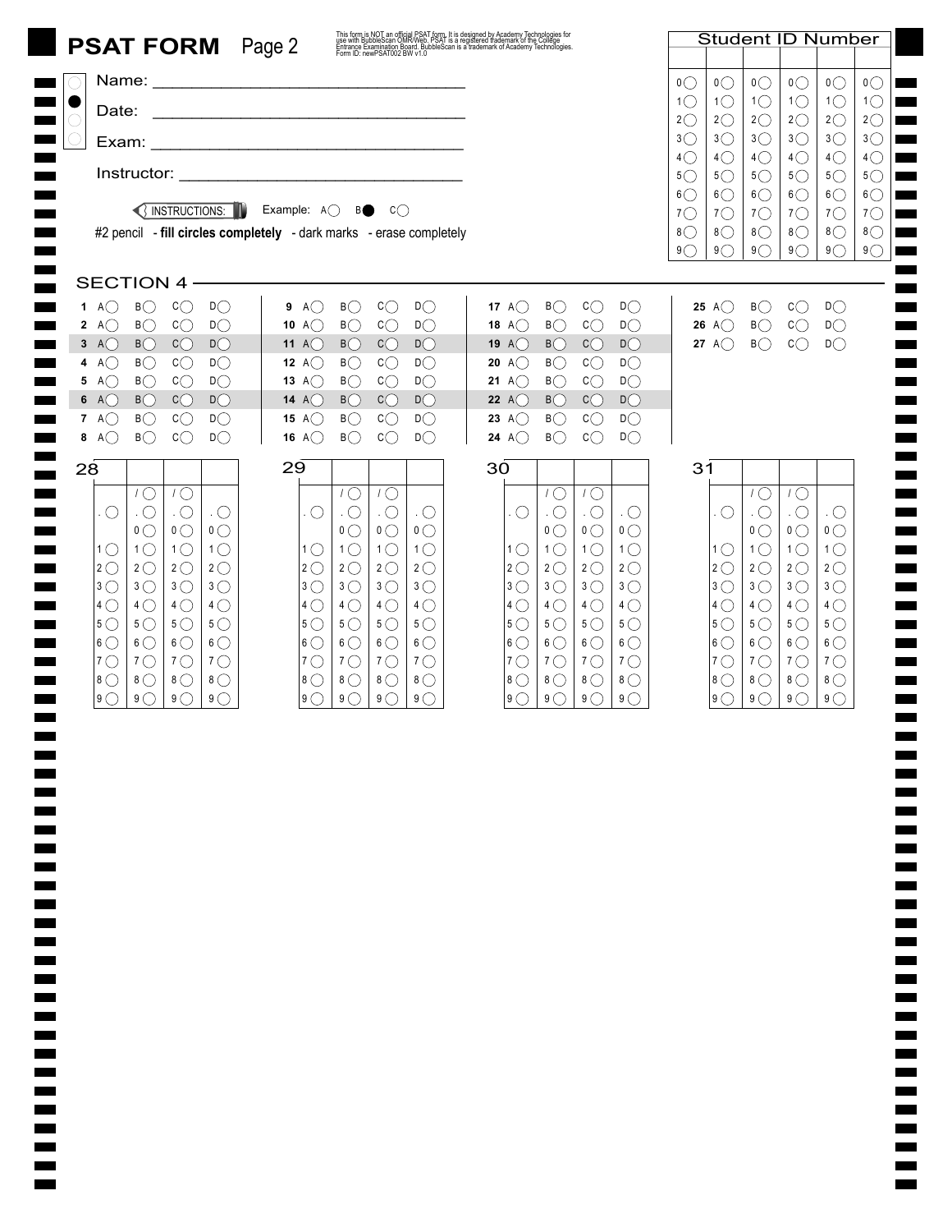# PSAT FORM Page 2

This form is NOT an official PSAT form. It is designed by Academy Technologies for use with BubbleScan OMR/Web. PSAT is a registered trademark of the College Entrance Examination Board. BubbleScan is a trademark of Academy Technologies. Form ID: newPSAT002 BW v1.0

Name: ______________________________

Date: ______________________________

Exam: ______________________________

Instructor: ______________________________

INSTRUCTIONS: Example: A◯ B● C◯

#2 pencil - **fill circles completely** - dark marks - erase completely

**Student ID Number**

| | | | | | |
|---|---|---|---|---|---|
| 0◯ | 0◯ | 0◯ | 0◯ | 0◯ | 0◯ |
| 1◯ | 1◯ | 1◯ | 1◯ | 1◯ | 1◯ |
| 2◯ | 2◯ | 2◯ | 2◯ | 2◯ | 2◯ |
| 3◯ | 3◯ | 3◯ | 3◯ | 3◯ | 3◯ |
| 4◯ | 4◯ | 4◯ | 4◯ | 4◯ | 4◯ |
| 5◯ | 5◯ | 5◯ | 5◯ | 5◯ | 5◯ |
| 6◯ | 6◯ | 6◯ | 6◯ | 6◯ | 6◯ |
| 7◯ | 7◯ | 7◯ | 7◯ | 7◯ | 7◯ |
| 8◯ | 8◯ | 8◯ | 8◯ | 8◯ | 8◯ |
| 9◯ | 9◯ | 9◯ | 9◯ | 9◯ | 9◯ |

## SECTION 4

| | | | |
|---|---|---|---|
| 1 A◯ B◯ C◯ D◯ | 9 A◯ B◯ C◯ D◯ | 17 A◯ B◯ C◯ D◯ | 25 A◯ B◯ C◯ D◯ |
| 2 A◯ B◯ C◯ D◯ | 10 A◯ B◯ C◯ D◯ | 18 A◯ B◯ C◯ D◯ | 26 A◯ B◯ C◯ D◯ |
| 3 A◯ B◯ C◯ D◯ | 11 A◯ B◯ C◯ D◯ | 19 A◯ B◯ C◯ D◯ | 27 A◯ B◯ C◯ D◯ |
| 4 A◯ B◯ C◯ D◯ | 12 A◯ B◯ C◯ D◯ | 20 A◯ B◯ C◯ D◯ | |
| 5 A◯ B◯ C◯ D◯ | 13 A◯ B◯ C◯ D◯ | 21 A◯ B◯ C◯ D◯ | |
| 6 A◯ B◯ C◯ D◯ | 14 A◯ B◯ C◯ D◯ | 22 A◯ B◯ C◯ D◯ | |
| 7 A◯ B◯ C◯ D◯ | 15 A◯ B◯ C◯ D◯ | 23 A◯ B◯ C◯ D◯ | |
| 8 A◯ B◯ C◯ D◯ | 16 A◯ B◯ C◯ D◯ | 24 A◯ B◯ C◯ D◯ | |

**28, 29, 30, 31** (each grid-in)

| | | | |
|---|---|---|---|
| | /◯ | /◯ | |
| .◯ | .◯ | .◯ | .◯ |
| | 0◯ | 0◯ | 0◯ |
| 1◯ | 1◯ | 1◯ | 1◯ |
| 2◯ | 2◯ | 2◯ | 2◯ |
| 3◯ | 3◯ | 3◯ | 3◯ |
| 4◯ | 4◯ | 4◯ | 4◯ |
| 5◯ | 5◯ | 5◯ | 5◯ |
| 6◯ | 6◯ | 6◯ | 6◯ |
| 7◯ | 7◯ | 7◯ | 7◯ |
| 8◯ | 8◯ | 8◯ | 8◯ |
| 9◯ | 9◯ | 9◯ | 9◯ |